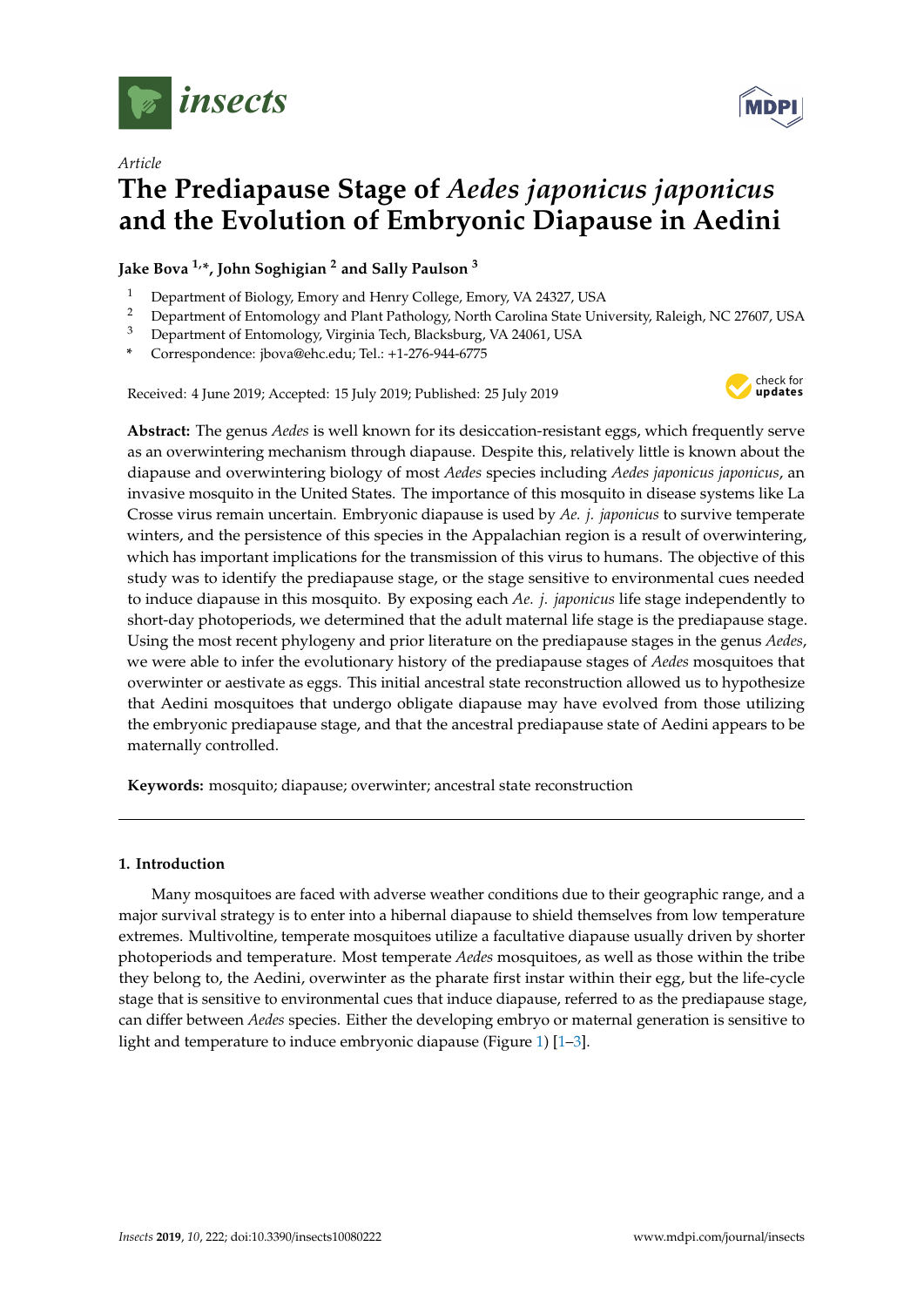*Article*

# The Prediapause Stage of *Aedes japonicus japonicus* and the Evolution of Embryonic Diapause in Aedini

**Jake Bova [1,*], John Soghigian [2] and Sally Paulson [3]**

1. Department of Biology, Emory and Henry College, Emory, VA 24327, USA
2. Department of Entomology and Plant Pathology, North Carolina State University, Raleigh, NC 27607, USA
3. Department of Entomology, Virginia Tech, Blacksburg, VA 24061, USA

\* Correspondence: jbova@ehc.edu; Tel.: +1-276-944-6775

Received: 4 June 2019; Accepted: 15 July 2019; Published: 25 July 2019

**Abstract:** The genus *Aedes* is well known for its desiccation-resistant eggs, which frequently serve as an overwintering mechanism through diapause. Despite this, relatively little is known about the diapause and overwintering biology of most *Aedes* species including *Aedes japonicus japonicus*, an invasive mosquito in the United States. The importance of this mosquito in disease systems like La Crosse virus remain uncertain. Embryonic diapause is used by *Ae. j. japonicus* to survive temperate winters, and the persistence of this species in the Appalachian region is a result of overwintering, which has important implications for the transmission of this virus to humans. The objective of this study was to identify the prediapause stage, or the stage sensitive to environmental cues needed to induce diapause in this mosquito. By exposing each *Ae. j. japonicus* life stage independently to short-day photoperiods, we determined that the adult maternal life stage is the prediapause stage. Using the most recent phylogeny and prior literature on the prediapause stages in the genus *Aedes*, we were able to infer the evolutionary history of the prediapause stages of *Aedes* mosquitoes that overwinter or aestivate as eggs. This initial ancestral state reconstruction allowed us to hypothesize that Aedini mosquitoes that undergo obligate diapause may have evolved from those utilizing the embryonic prediapause stage, and that the ancestral prediapause state of Aedini appears to be maternally controlled.

**Keywords:** mosquito; diapause; overwinter; ancestral state reconstruction

## 1. Introduction

Many mosquitoes are faced with adverse weather conditions due to their geographic range, and a major survival strategy is to enter into a hibernal diapause to shield themselves from low temperature extremes. Multivoltine, temperate mosquitoes utilize a facultative diapause usually driven by shorter photoperiods and temperature. Most temperate *Aedes* mosquitoes, as well as those within the tribe they belong to, the Aedini, overwinter as the pharate first instar within their egg, but the life-cycle stage that is sensitive to environmental cues that induce diapause, referred to as the prediapause stage, can differ between *Aedes* species. Either the developing embryo or maternal generation is sensitive to light and temperature to induce embryonic diapause (Figure 1) [1–3].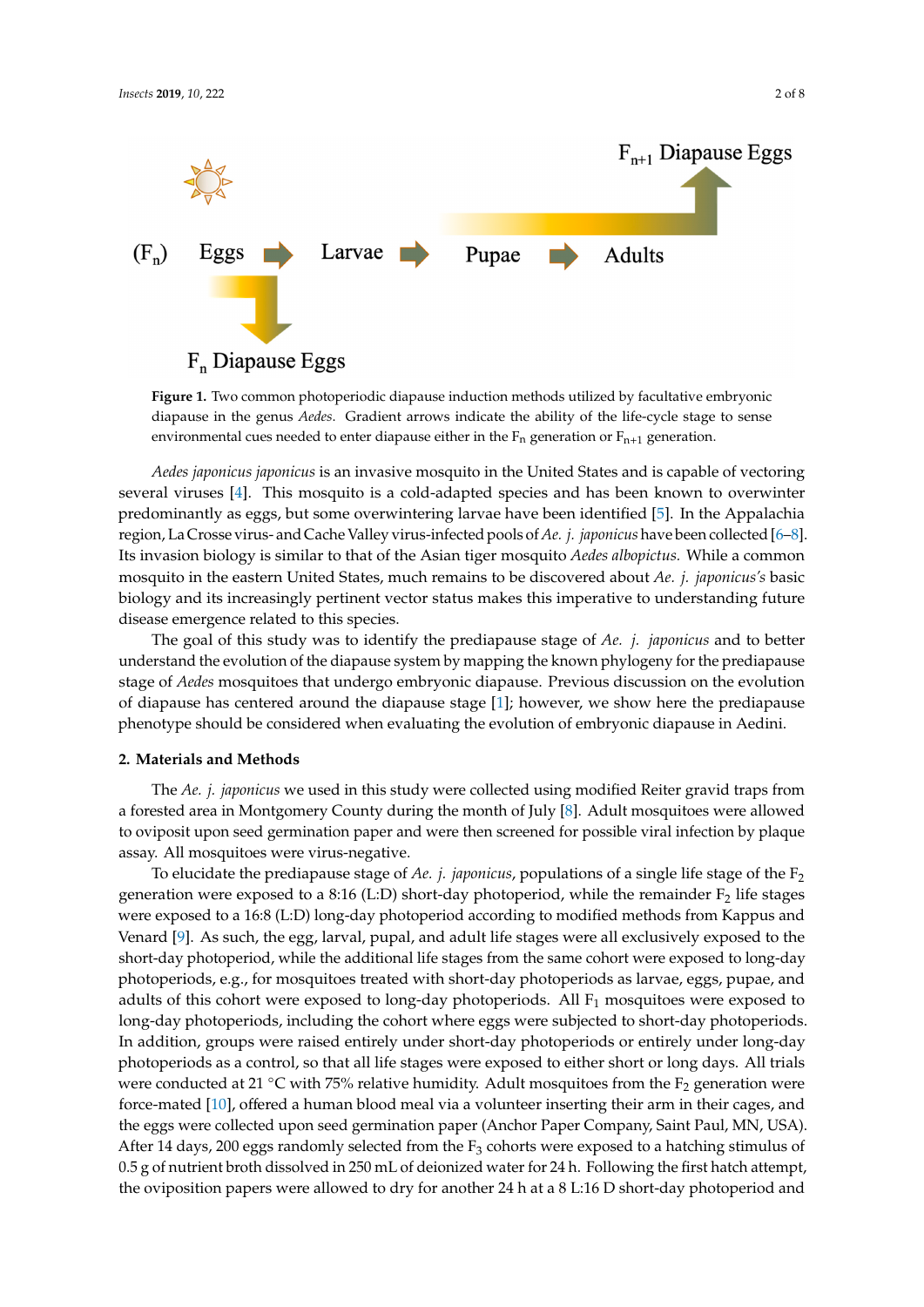**Figure 1.** Two common photoperiodic diapause induction methods utilized by facultative embryonic diapause in the genus *Aedes*. Gradient arrows indicate the ability of the life-cycle stage to sense environmental cues needed to enter diapause either in the $F_n$ generation or $F_{n+1}$ generation.

*Aedes japonicus japonicus* is an invasive mosquito in the United States and is capable of vectoring several viruses [4]. This mosquito is a cold-adapted species and has been known to overwinter predominantly as eggs, but some overwintering larvae have been identified [5]. In the Appalachia region, La Crosse virus- and Cache Valley virus-infected pools of *Ae. j. japonicus* have been collected [6–8]. Its invasion biology is similar to that of the Asian tiger mosquito *Aedes albopictus.* While a common mosquito in the eastern United States, much remains to be discovered about *Ae. j. japonicus's* basic biology and its increasingly pertinent vector status makes this imperative to understanding future disease emergence related to this species.

The goal of this study was to identify the prediapause stage of *Ae. j. japonicus* and to better understand the evolution of the diapause system by mapping the known phylogeny for the prediapause stage of *Aedes* mosquitoes that undergo embryonic diapause. Previous discussion on the evolution of diapause has centered around the diapause stage [1]; however, we show here the prediapause phenotype should be considered when evaluating the evolution of embryonic diapause in Aedini.

## 2. Materials and Methods

The *Ae. j. japonicus* we used in this study were collected using modified Reiter gravid traps from a forested area in Montgomery County during the month of July [8]. Adult mosquitoes were allowed to oviposit upon seed germination paper and were then screened for possible viral infection by plaque assay. All mosquitoes were virus-negative.

To elucidate the prediapause stage of *Ae. j. japonicus*, populations of a single life stage of the $F_2$ generation were exposed to a 8:16 (L:D) short-day photoperiod, while the remainder $F_2$ life stages were exposed to a 16:8 (L:D) long-day photoperiod according to modified methods from Kappus and Venard [9]. As such, the egg, larval, pupal, and adult life stages were all exclusively exposed to the short-day photoperiod, while the additional life stages from the same cohort were exposed to long-day photoperiods, e.g., for mosquitoes treated with short-day photoperiods as larvae, eggs, pupae, and adults of this cohort were exposed to long-day photoperiods. All $F_1$ mosquitoes were exposed to long-day photoperiods, including the cohort where eggs were subjected to short-day photoperiods. In addition, groups were raised entirely under short-day photoperiods or entirely under long-day photoperiods as a control, so that all life stages were exposed to either short or long days. All trials were conducted at 21 °C with 75% relative humidity. Adult mosquitoes from the $F_2$ generation were force-mated [10], offered a human blood meal via a volunteer inserting their arm in their cages, and the eggs were collected upon seed germination paper (Anchor Paper Company, Saint Paul, MN, USA). After 14 days, 200 eggs randomly selected from the $F_3$ cohorts were exposed to a hatching stimulus of 0.5 g of nutrient broth dissolved in 250 mL of deionized water for 24 h. Following the first hatch attempt, the oviposition papers were allowed to dry for another 24 h at a 8 L:16 D short-day photoperiod and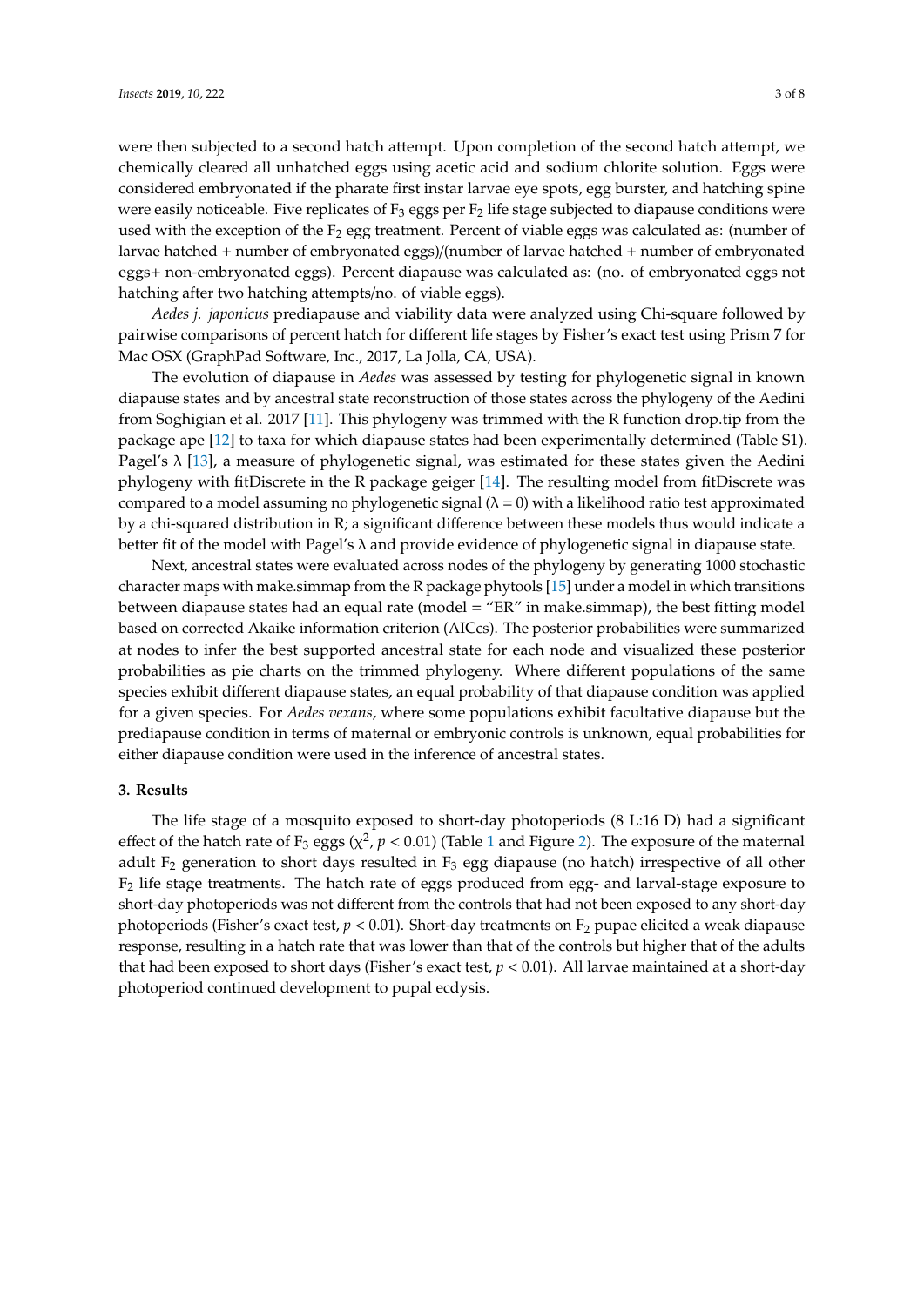were then subjected to a second hatch attempt. Upon completion of the second hatch attempt, we chemically cleared all unhatched eggs using acetic acid and sodium chlorite solution. Eggs were considered embryonated if the pharate first instar larvae eye spots, egg burster, and hatching spine were easily noticeable. Five replicates of $F_3$ eggs per $F_2$ life stage subjected to diapause conditions were used with the exception of the $F_2$ egg treatment. Percent of viable eggs was calculated as: (number of larvae hatched + number of embryonated eggs)/(number of larvae hatched + number of embryonated eggs+ non-embryonated eggs). Percent diapause was calculated as: (no. of embryonated eggs not hatching after two hatching attempts/no. of viable eggs).

*Aedes j. japonicus* prediapause and viability data were analyzed using Chi-square followed by pairwise comparisons of percent hatch for different life stages by Fisher's exact test using Prism 7 for Mac OSX (GraphPad Software, Inc., 2017, La Jolla, CA, USA).

The evolution of diapause in *Aedes* was assessed by testing for phylogenetic signal in known diapause states and by ancestral state reconstruction of those states across the phylogeny of the Aedini from Soghigian et al. 2017 [11]. This phylogeny was trimmed with the R function drop.tip from the package ape [12] to taxa for which diapause states had been experimentally determined (Table S1). Pagel's λ [13], a measure of phylogenetic signal, was estimated for these states given the Aedini phylogeny with fitDiscrete in the R package geiger [14]. The resulting model from fitDiscrete was compared to a model assuming no phylogenetic signal ($\lambda = 0$) with a likelihood ratio test approximated by a chi-squared distribution in R; a significant difference between these models thus would indicate a better fit of the model with Pagel's λ and provide evidence of phylogenetic signal in diapause state.

Next, ancestral states were evaluated across nodes of the phylogeny by generating 1000 stochastic character maps with make.simmap from the R package phytools [15] under a model in which transitions between diapause states had an equal rate (model = "ER" in make.simmap), the best fitting model based on corrected Akaike information criterion (AICcs). The posterior probabilities were summarized at nodes to infer the best supported ancestral state for each node and visualized these posterior probabilities as pie charts on the trimmed phylogeny. Where different populations of the same species exhibit different diapause states, an equal probability of that diapause condition was applied for a given species. For *Aedes vexans*, where some populations exhibit facultative diapause but the prediapause condition in terms of maternal or embryonic controls is unknown, equal probabilities for either diapause condition were used in the inference of ancestral states.

## 3. Results

The life stage of a mosquito exposed to short-day photoperiods (8 L:16 D) had a significant effect of the hatch rate of $F_3$ eggs ($\chi^2$, $p < 0.01$) (Table 1 and Figure 2). The exposure of the maternal adult $F_2$ generation to short days resulted in $F_3$ egg diapause (no hatch) irrespective of all other $F_2$ life stage treatments. The hatch rate of eggs produced from egg- and larval-stage exposure to short-day photoperiods was not different from the controls that had not been exposed to any short-day photoperiods (Fisher's exact test, $p < 0.01$). Short-day treatments on $F_2$ pupae elicited a weak diapause response, resulting in a hatch rate that was lower than that of the controls but higher that of the adults that had been exposed to short days (Fisher's exact test, $p < 0.01$). All larvae maintained at a short-day photoperiod continued development to pupal ecdysis.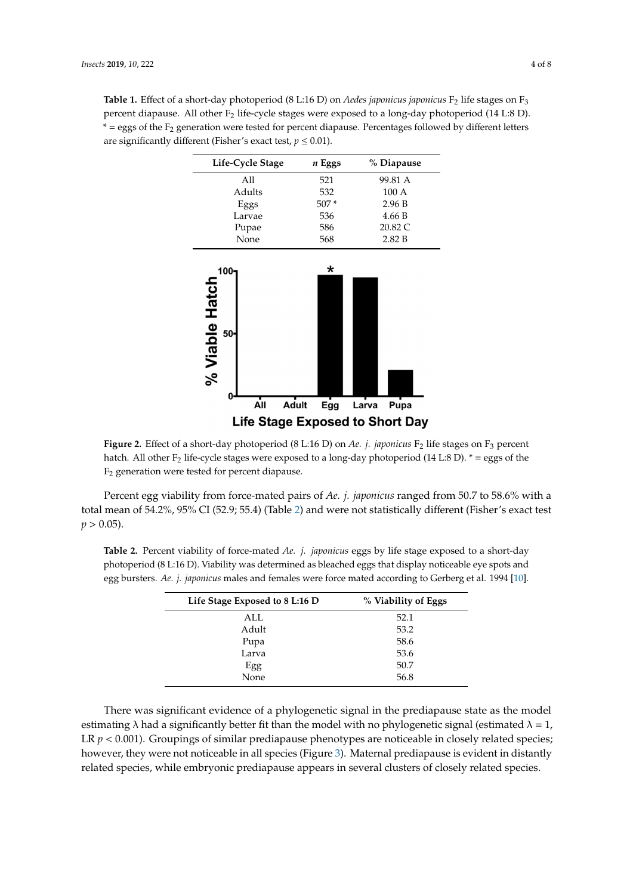**Table 1.** Effect of a short-day photoperiod (8 L:16 D) on *Aedes japonicus japonicus* $F_2$ life stages on $F_3$ percent diapause. All other $F_2$ life-cycle stages were exposed to a long-day photoperiod (14 L:8 D). * = eggs of the $F_2$ generation were tested for percent diapause. Percentages followed by different letters are significantly different (Fisher's exact test, $p \leq 0.01$).

| Life-Cycle Stage | *n* Eggs | % Diapause |
|---|---|---|
| All | 521 | 99.81 A |
| Adults | 532 | 100 A |
| Eggs | 507 * | 2.96 B |
| Larvae | 536 | 4.66 B |
| Pupae | 586 | 20.82 C |
| None | 568 | 2.82 B |

**Figure 2.** Effect of a short-day photoperiod (8 L:16 D) on *Ae. j. japonicus* $F_2$ life stages on $F_3$ percent hatch. All other $F_2$ life-cycle stages were exposed to a long-day photoperiod (14 L:8 D). * = eggs of the $F_2$ generation were tested for percent diapause.

Percent egg viability from force-mated pairs of *Ae. j. japonicus* ranged from 50.7 to 58.6% with a total mean of 54.2%, 95% CI (52.9; 55.4) (Table 2) and were not statistically different (Fisher's exact test $p > 0.05$).

**Table 2.** Percent viability of force-mated *Ae. j. japonicus* eggs by life stage exposed to a short-day photoperiod (8 L:16 D). Viability was determined as bleached eggs that display noticeable eye spots and egg bursters. *Ae. j. japonicus* males and females were force mated according to Gerberg et al. 1994 [10].

| Life Stage Exposed to 8 L:16 D | % Viability of Eggs |
|---|---|
| ALL | 52.1 |
| Adult | 53.2 |
| Pupa | 58.6 |
| Larva | 53.6 |
| Egg | 50.7 |
| None | 56.8 |

There was significant evidence of a phylogenetic signal in the prediapause state as the model estimating λ had a significantly better fit than the model with no phylogenetic signal (estimated $\lambda = 1$, LR $p < 0.001$). Groupings of similar prediapause phenotypes are noticeable in closely related species; however, they were not noticeable in all species (Figure 3). Maternal prediapause is evident in distantly related species, while embryonic prediapause appears in several clusters of closely related species.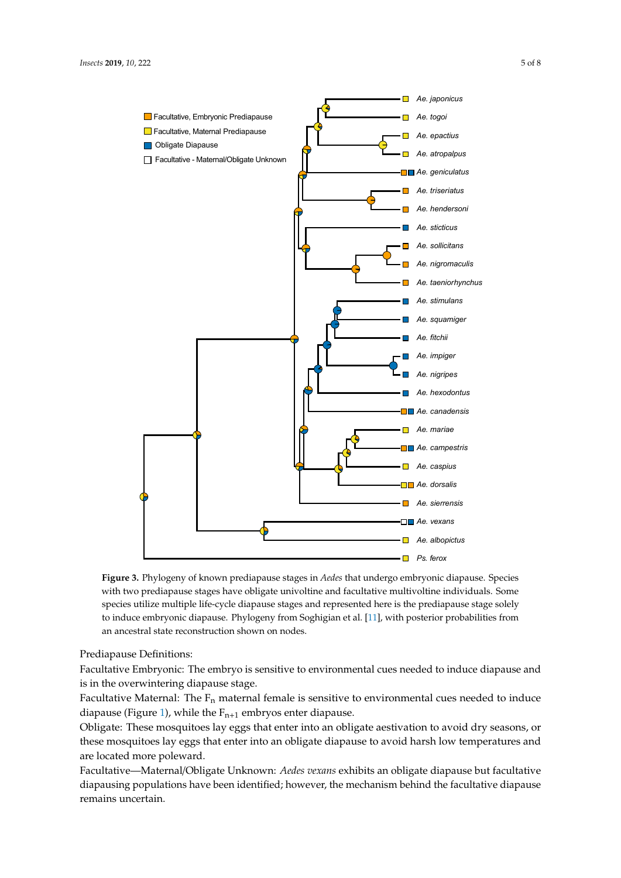**Figure 3.** Phylogeny of known prediapause stages in *Aedes* that undergo embryonic diapause. Species with two prediapause stages have obligate univoltine and facultative multivoltine individuals. Some species utilize multiple life-cycle diapause stages and represented here is the prediapause stage solely to induce embryonic diapause. Phylogeny from Soghigian et al. [11], with posterior probabilities from an ancestral state reconstruction shown on nodes.

Prediapause Definitions:

Facultative Embryonic: The embryo is sensitive to environmental cues needed to induce diapause and is in the overwintering diapause stage.

Facultative Maternal: The $F_n$ maternal female is sensitive to environmental cues needed to induce diapause (Figure 1), while the $F_{n+1}$ embryos enter diapause.

Obligate: These mosquitoes lay eggs that enter into an obligate aestivation to avoid dry seasons, or these mosquitoes lay eggs that enter into an obligate diapause to avoid harsh low temperatures and are located more poleward.

Facultative—Maternal/Obligate Unknown: *Aedes vexans* exhibits an obligate diapause but facultative diapausing populations have been identified; however, the mechanism behind the facultative diapause remains uncertain.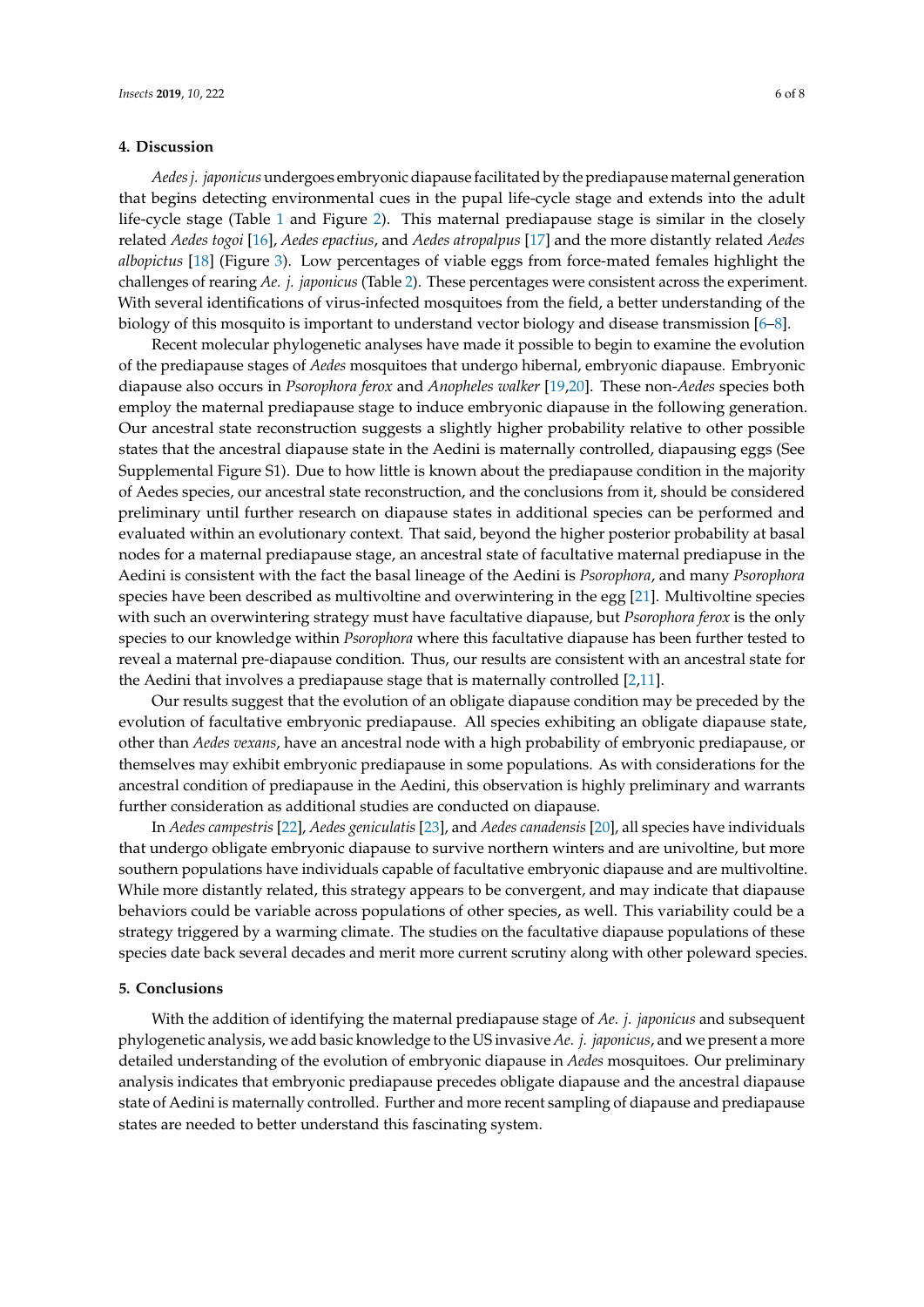## 4. Discussion

*Aedes j. japonicus* undergoes embryonic diapause facilitated by the prediapause maternal generation that begins detecting environmental cues in the pupal life-cycle stage and extends into the adult life-cycle stage (Table 1 and Figure 2). This maternal prediapause stage is similar in the closely related *Aedes togoi* [16], *Aedes epactius*, and *Aedes atropalpus* [17] and the more distantly related *Aedes albopictus* [18] (Figure 3). Low percentages of viable eggs from force-mated females highlight the challenges of rearing *Ae. j. japonicus* (Table 2). These percentages were consistent across the experiment. With several identifications of virus-infected mosquitoes from the field, a better understanding of the biology of this mosquito is important to understand vector biology and disease transmission [6–8].

Recent molecular phylogenetic analyses have made it possible to begin to examine the evolution of the prediapause stages of *Aedes* mosquitoes that undergo hibernal, embryonic diapause. Embryonic diapause also occurs in *Psorophora ferox* and *Anopheles walker* [19,20]. These non-*Aedes* species both employ the maternal prediapause stage to induce embryonic diapause in the following generation. Our ancestral state reconstruction suggests a slightly higher probability relative to other possible states that the ancestral diapause state in the Aedini is maternally controlled, diapausing eggs (See Supplemental Figure S1). Due to how little is known about the prediapause condition in the majority of Aedes species, our ancestral state reconstruction, and the conclusions from it, should be considered preliminary until further research on diapause states in additional species can be performed and evaluated within an evolutionary context. That said, beyond the higher posterior probability at basal nodes for a maternal prediapause stage, an ancestral state of facultative maternal prediapuse in the Aedini is consistent with the fact the basal lineage of the Aedini is *Psorophora*, and many *Psorophora* species have been described as multivoltine and overwintering in the egg [21]. Multivoltine species with such an overwintering strategy must have facultative diapause, but *Psorophora ferox* is the only species to our knowledge within *Psorophora* where this facultative diapause has been further tested to reveal a maternal pre-diapause condition. Thus, our results are consistent with an ancestral state for the Aedini that involves a prediapause stage that is maternally controlled [2,11].

Our results suggest that the evolution of an obligate diapause condition may be preceded by the evolution of facultative embryonic prediapause. All species exhibiting an obligate diapause state, other than *Aedes vexans*, have an ancestral node with a high probability of embryonic prediapause, or themselves may exhibit embryonic prediapause in some populations. As with considerations for the ancestral condition of prediapause in the Aedini, this observation is highly preliminary and warrants further consideration as additional studies are conducted on diapause.

In *Aedes campestris* [22], *Aedes geniculatis* [23], and *Aedes canadensis* [20], all species have individuals that undergo obligate embryonic diapause to survive northern winters and are univoltine, but more southern populations have individuals capable of facultative embryonic diapause and are multivoltine. While more distantly related, this strategy appears to be convergent, and may indicate that diapause behaviors could be variable across populations of other species, as well. This variability could be a strategy triggered by a warming climate. The studies on the facultative diapause populations of these species date back several decades and merit more current scrutiny along with other poleward species.

## 5. Conclusions

With the addition of identifying the maternal prediapause stage of *Ae. j. japonicus* and subsequent phylogenetic analysis, we add basic knowledge to the US invasive *Ae. j. japonicus*, and we present a more detailed understanding of the evolution of embryonic diapause in *Aedes* mosquitoes. Our preliminary analysis indicates that embryonic prediapause precedes obligate diapause and the ancestral diapause state of Aedini is maternally controlled. Further and more recent sampling of diapause and prediapause states are needed to better understand this fascinating system.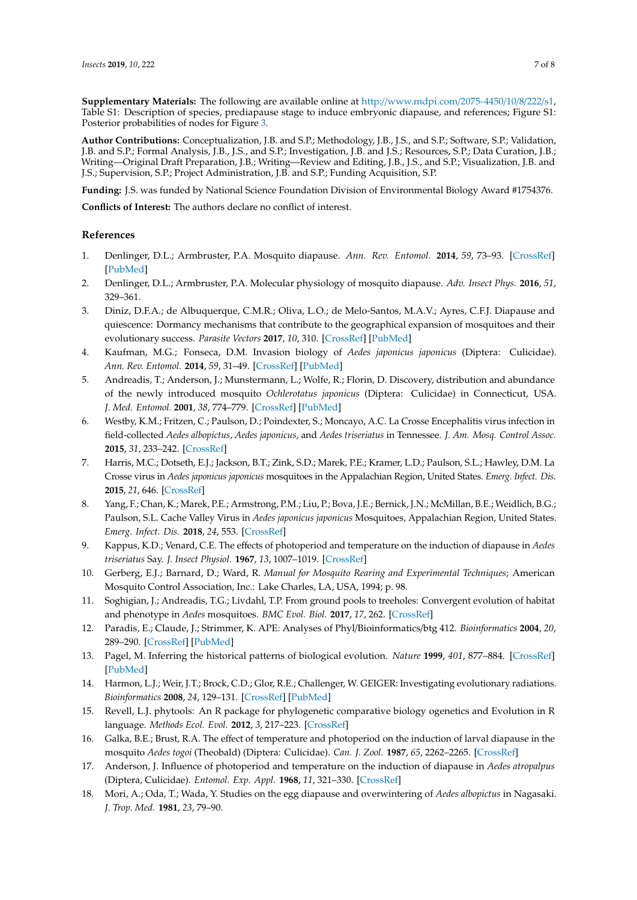**Supplementary Materials:** The following are available online at http://www.mdpi.com/2075-4450/10/8/222/s1, Table S1: Description of species, prediapause stage to induce embryonic diapause, and references; Figure S1: Posterior probabilities of nodes for Figure 3.

**Author Contributions:** Conceptualization, J.B. and S.P.; Methodology, J.B., J.S., and S.P.; Software, S.P.; Validation, J.B. and S.P.; Formal Analysis, J.B., J.S., and S.P.; Investigation, J.B. and J.S.; Resources, S.P.; Data Curation, J.B.; Writing—Original Draft Preparation, J.B.; Writing—Review and Editing, J.B., J.S., and S.P.; Visualization, J.B. and J.S.; Supervision, S.P.; Project Administration, J.B. and S.P.; Funding Acquisition, S.P.

**Funding:** J.S. was funded by National Science Foundation Division of Environmental Biology Award #1754376.

**Conflicts of Interest:** The authors declare no conflict of interest.

## References

1. Denlinger, D.L.; Armbruster, P.A. Mosquito diapause. *Ann. Rev. Entomol.* **2014**, *59*, 73–93. [CrossRef] [PubMed]
2. Denlinger, D.L.; Armbruster, P.A. Molecular physiology of mosquito diapause. *Adv. Insect Phys.* **2016**, *51*, 329–361.
3. Diniz, D.F.A.; de Albuquerque, C.M.R.; Oliva, L.O.; de Melo-Santos, M.A.V.; Ayres, C.F.J. Diapause and quiescence: Dormancy mechanisms that contribute to the geographical expansion of mosquitoes and their evolutionary success. *Parasite Vectors* **2017**, *10*, 310. [CrossRef] [PubMed]
4. Kaufman, M.G.; Fonseca, D.M. Invasion biology of *Aedes japonicus japonicus* (Diptera: Culicidae). *Ann. Rev. Entomol.* **2014**, *59*, 31–49. [CrossRef] [PubMed]
5. Andreadis, T.; Anderson, J.; Munstermann, L.; Wolfe, R.; Florin, D. Discovery, distribution and abundance of the newly introduced mosquito *Ochlerotatus japonicus* (Diptera: Culicidae) in Connecticut, USA. *J. Med. Entomol.* **2001**, *38*, 774–779. [CrossRef] [PubMed]
6. Westby, K.M.; Fritzen, C.; Paulson, D.; Poindexter, S.; Moncayo, A.C. La Crosse Encephalitis virus infection in field-collected *Aedes albopictus*, *Aedes japonicus*, and *Aedes triseriatus* in Tennessee. *J. Am. Mosq. Control Assoc.* **2015**, *31*, 233–242. [CrossRef]
7. Harris, M.C.; Dotseth, E.J.; Jackson, B.T.; Zink, S.D.; Marek, P.E.; Kramer, L.D.; Paulson, S.L.; Hawley, D.M. La Crosse virus in *Aedes japonicus japonicus* mosquitoes in the Appalachian Region, United States. *Emerg. Infect. Dis.* **2015**, *21*, 646. [CrossRef]
8. Yang, F.; Chan, K.; Marek, P.E.; Armstrong, P.M.; Liu, P.; Bova, J.E.; Bernick, J.N.; McMillan, B.E.; Weidlich, B.G.; Paulson, S.L. Cache Valley Virus in *Aedes japonicus japonicus* Mosquitoes, Appalachian Region, United States. *Emerg. Infect. Dis.* **2018**, *24*, 553. [CrossRef]
9. Kappus, K.D.; Venard, C.E. The effects of photoperiod and temperature on the induction of diapause in *Aedes triseriatus* Say. *J. Insect Physiol.* **1967**, *13*, 1007–1019. [CrossRef]
10. Gerberg, E.J.; Barnard, D.; Ward, R. *Manual for Mosquito Rearing and Experimental Techniques*; American Mosquito Control Association, Inc.: Lake Charles, LA, USA, 1994; p. 98.
11. Soghigian, J.; Andreadis, T.G.; Livdahl, T.P. From ground pools to treeholes: Convergent evolution of habitat and phenotype in *Aedes* mosquitoes. *BMC Evol. Biol.* **2017**, *17*, 262. [CrossRef]
12. Paradis, E.; Claude, J.; Strimmer, K. APE: Analyses of Phyl/Bioinformatics/btg 412. *Bioinformatics* **2004**, *20*, 289–290. [CrossRef] [PubMed]
13. Pagel, M. Inferring the historical patterns of biological evolution. *Nature* **1999**, *401*, 877–884. [CrossRef] [PubMed]
14. Harmon, L.J.; Weir, J.T.; Brock, C.D.; Glor, R.E.; Challenger, W. GEIGER: Investigating evolutionary radiations. *Bioinformatics* **2008**, *24*, 129–131. [CrossRef] [PubMed]
15. Revell, L.J. phytools: An R package for phylogenetic comparative biology ogenetics and Evolution in R language. *Methods Ecol. Evol.* **2012**, *3*, 217–223. [CrossRef]
16. Galka, B.E.; Brust, R.A. The effect of temperature and photoperiod on the induction of larval diapause in the mosquito *Aedes togoi* (Theobald) (Diptera: Culicidae). *Can. J. Zool.* **1987**, *65*, 2262–2265. [CrossRef]
17. Anderson, J. Influence of photoperiod and temperature on the induction of diapause in *Aedes atropalpus* (Diptera, Culicidae). *Entomol. Exp. Appl.* **1968**, *11*, 321–330. [CrossRef]
18. Mori, A.; Oda, T.; Wada, Y. Studies on the egg diapause and overwintering of *Aedes albopictus* in Nagasaki. *J. Trop. Med.* **1981**, *23*, 79–90.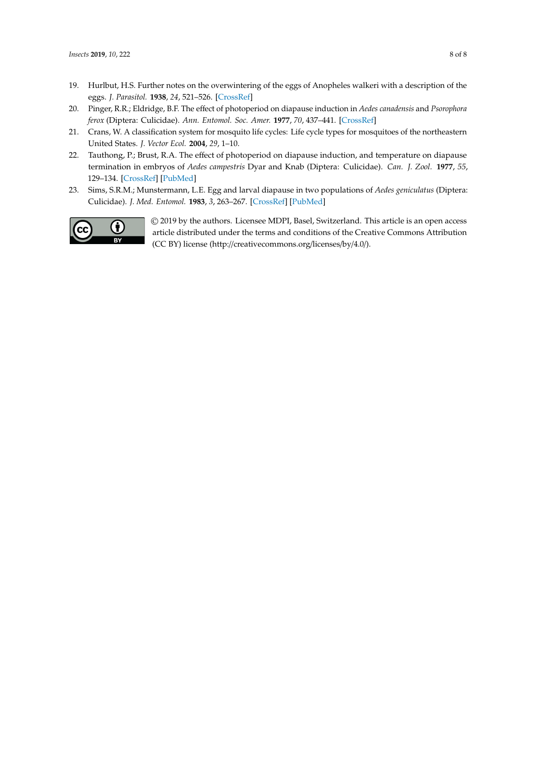19. Hurlbut, H.S. Further notes on the overwintering of the eggs of Anopheles walkeri with a description of the eggs. *J. Parasitol.* **1938**, *24*, 521–526. [CrossRef]
20. Pinger, R.R.; Eldridge, B.F. The effect of photoperiod on diapause induction in *Aedes canadensis* and *Psorophora ferox* (Diptera: Culicidae). *Ann. Entomol. Soc. Amer.* **1977**, *70*, 437–441. [CrossRef]
21. Crans, W. A classification system for mosquito life cycles: Life cycle types for mosquitoes of the northeastern United States. *J. Vector Ecol.* **2004**, *29*, 1–10.
22. Tauthong, P.; Brust, R.A. The effect of photoperiod on diapause induction, and temperature on diapause termination in embryos of *Aedes campestris* Dyar and Knab (Diptera: Culicidae). *Can. J. Zool.* **1977**, *55*, 129–134. [CrossRef] [PubMed]
23. Sims, S.R.M.; Munstermann, L.E. Egg and larval diapause in two populations of *Aedes geniculatus* (Diptera: Culicidae). *J. Med. Entomol.* **1983**, *3*, 263–267. [CrossRef] [PubMed]

© 2019 by the authors. Licensee MDPI, Basel, Switzerland. This article is an open access article distributed under the terms and conditions of the Creative Commons Attribution (CC BY) license (http://creativecommons.org/licenses/by/4.0/).